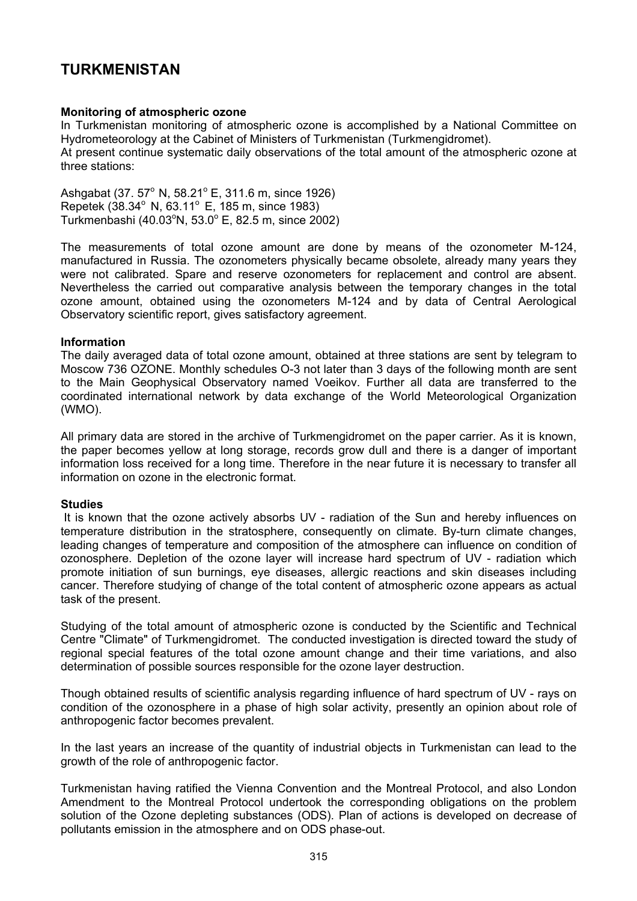# TURKMENISTAN

### Monitoring of atmospheric ozone

In Turkmenistan monitoring of atmospheric ozone is accomplished by a National Committee on Hydrometeorology at the Cabinet of Ministers of Turkmenistan (Turkmengidromet).
At present continue systematic daily observations of the total amount of the atmospheric ozone at three stations:

Ashgabat (37. 57° N, 58.21° E, 311.6 m, since 1926)
Repetek (38.34° N, 63.11° E, 185 m, since 1983)
Turkmenbashi (40.03°N, 53.0° E, 82.5 m, since 2002)

The measurements of total ozone amount are done by means of the ozonometer M-124, manufactured in Russia. The ozonometers physically became obsolete, already many years they were not calibrated. Spare and reserve ozonometers for replacement and control are absent. Nevertheless the carried out comparative analysis between the temporary changes in the total ozone amount, obtained using the ozonometers M-124 and by data of Central Aerological Observatory scientific report, gives satisfactory agreement.

### Information

The daily averaged data of total ozone amount, obtained at three stations are sent by telegram to Moscow 736 OZONE. Monthly schedules O-3 not later than 3 days of the following month are sent to the Main Geophysical Observatory named Voeikov. Further all data are transferred to the coordinated international network by data exchange of the World Meteorological Organization (WMO).

All primary data are stored in the archive of Turkmengidromet on the paper carrier. As it is known, the paper becomes yellow at long storage, records grow dull and there is a danger of important information loss received for a long time. Therefore in the near future it is necessary to transfer all information on ozone in the electronic format.

### Studies

It is known that the ozone actively absorbs UV - radiation of the Sun and hereby influences on temperature distribution in the stratosphere, consequently on climate. By-turn climate changes, leading changes of temperature and composition of the atmosphere can influence on condition of ozonosphere. Depletion of the ozone layer will increase hard spectrum of UV - radiation which promote initiation of sun burnings, eye diseases, allergic reactions and skin diseases including cancer. Therefore studying of change of the total content of atmospheric ozone appears as actual task of the present.

Studying of the total amount of atmospheric ozone is conducted by the Scientific and Technical Centre "Climate" of Turkmengidromet. The conducted investigation is directed toward the study of regional special features of the total ozone amount change and their time variations, and also determination of possible sources responsible for the ozone layer destruction.

Though obtained results of scientific analysis regarding influence of hard spectrum of UV - rays on condition of the ozonosphere in a phase of high solar activity, presently an opinion about role of anthropogenic factor becomes prevalent.

In the last years an increase of the quantity of industrial objects in Turkmenistan can lead to the growth of the role of anthropogenic factor.

Turkmenistan having ratified the Vienna Convention and the Montreal Protocol, and also London Amendment to the Montreal Protocol undertook the corresponding obligations on the problem solution of the Ozone depleting substances (ODS). Plan of actions is developed on decrease of pollutants emission in the atmosphere and on ODS phase-out.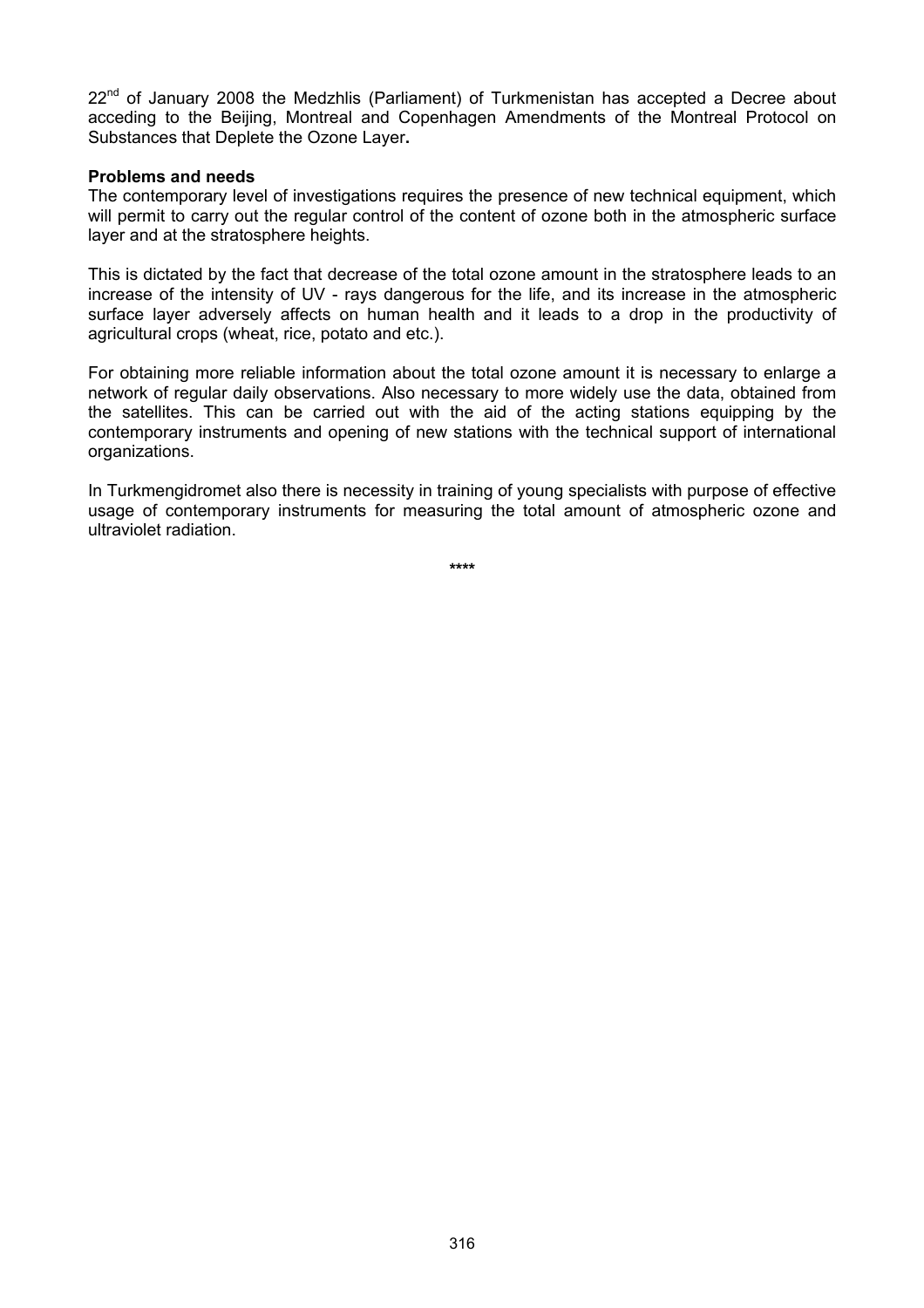22nd of January 2008 the Medzhlis (Parliament) of Turkmenistan has accepted a Decree about acceding to the Beijing, Montreal and Copenhagen Amendments of the Montreal Protocol on Substances that Deplete the Ozone Layer**.**

**Problems and needs**

The contemporary level of investigations requires the presence of new technical equipment, which will permit to carry out the regular control of the content of ozone both in the atmospheric surface layer and at the stratosphere heights.

This is dictated by the fact that decrease of the total ozone amount in the stratosphere leads to an increase of the intensity of UV - rays dangerous for the life, and its increase in the atmospheric surface layer adversely affects on human health and it leads to a drop in the productivity of agricultural crops (wheat, rice, potato and etc.).

For obtaining more reliable information about the total ozone amount it is necessary to enlarge a network of regular daily observations. Also necessary to more widely use the data, obtained from the satellites. This can be carried out with the aid of the acting stations equipping by the contemporary instruments and opening of new stations with the technical support of international organizations.

In Turkmengidromet also there is necessity in training of young specialists with purpose of effective usage of contemporary instruments for measuring the total amount of atmospheric ozone and ultraviolet radiation.

****